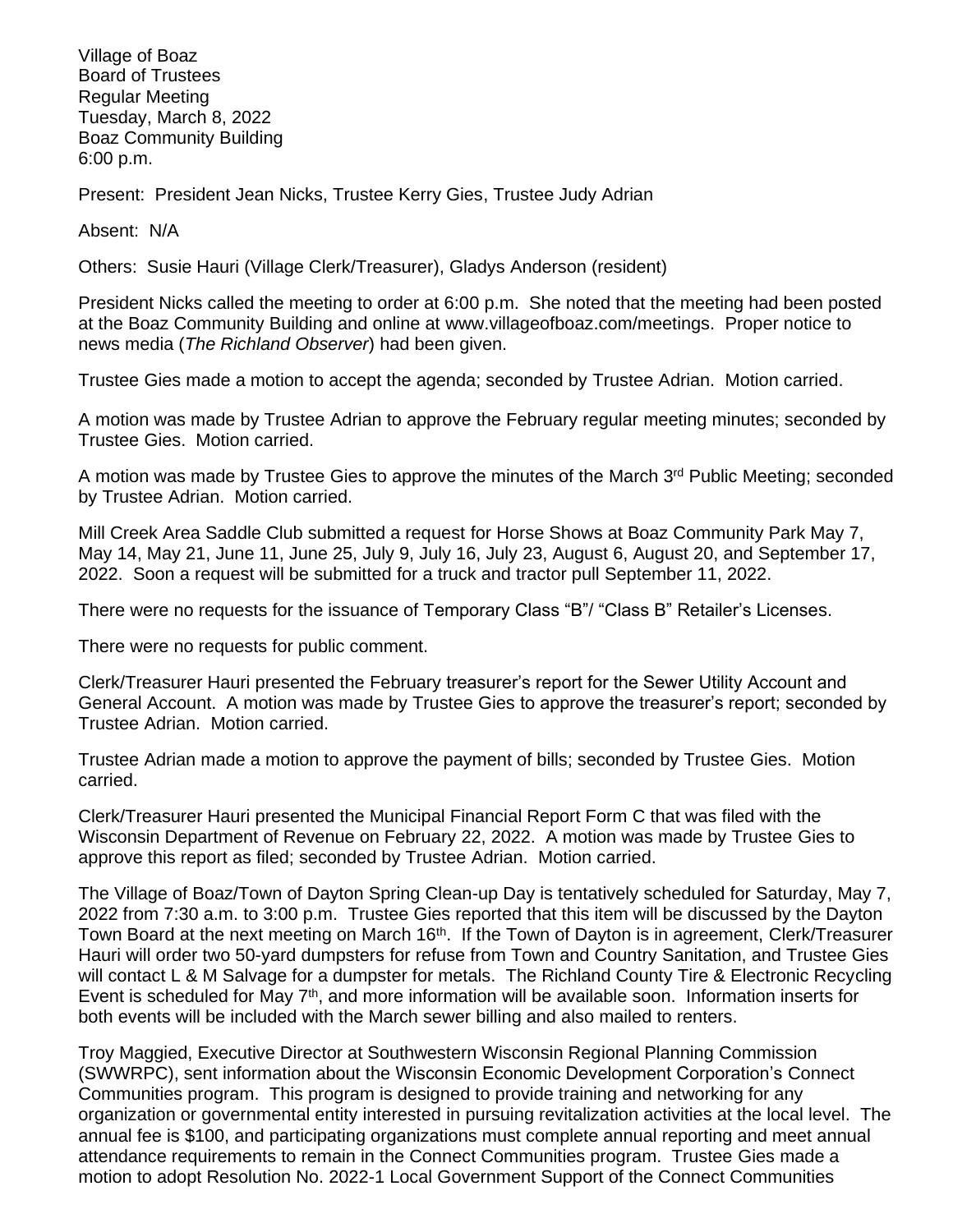Village of Boaz
Board of Trustees
Regular Meeting
Tuesday, March 8, 2022
Boaz Community Building
6:00 p.m.

Present: President Jean Nicks, Trustee Kerry Gies, Trustee Judy Adrian

Absent: N/A

Others: Susie Hauri (Village Clerk/Treasurer), Gladys Anderson (resident)

President Nicks called the meeting to order at 6:00 p.m. She noted that the meeting had been posted at the Boaz Community Building and online at www.villageofboaz.com/meetings. Proper notice to news media (*The Richland Observer*) had been given.

Trustee Gies made a motion to accept the agenda; seconded by Trustee Adrian. Motion carried.

A motion was made by Trustee Adrian to approve the February regular meeting minutes; seconded by Trustee Gies. Motion carried.

A motion was made by Trustee Gies to approve the minutes of the March 3rd Public Meeting; seconded by Trustee Adrian. Motion carried.

Mill Creek Area Saddle Club submitted a request for Horse Shows at Boaz Community Park May 7, May 14, May 21, June 11, June 25, July 9, July 16, July 23, August 6, August 20, and September 17, 2022. Soon a request will be submitted for a truck and tractor pull September 11, 2022.

There were no requests for the issuance of Temporary Class "B"/ "Class B" Retailer's Licenses.

There were no requests for public comment.

Clerk/Treasurer Hauri presented the February treasurer's report for the Sewer Utility Account and General Account. A motion was made by Trustee Gies to approve the treasurer's report; seconded by Trustee Adrian. Motion carried.

Trustee Adrian made a motion to approve the payment of bills; seconded by Trustee Gies. Motion carried.

Clerk/Treasurer Hauri presented the Municipal Financial Report Form C that was filed with the Wisconsin Department of Revenue on February 22, 2022. A motion was made by Trustee Gies to approve this report as filed; seconded by Trustee Adrian. Motion carried.

The Village of Boaz/Town of Dayton Spring Clean-up Day is tentatively scheduled for Saturday, May 7, 2022 from 7:30 a.m. to 3:00 p.m. Trustee Gies reported that this item will be discussed by the Dayton Town Board at the next meeting on March 16th. If the Town of Dayton is in agreement, Clerk/Treasurer Hauri will order two 50-yard dumpsters for refuse from Town and Country Sanitation, and Trustee Gies will contact L & M Salvage for a dumpster for metals. The Richland County Tire & Electronic Recycling Event is scheduled for May 7th, and more information will be available soon. Information inserts for both events will be included with the March sewer billing and also mailed to renters.

Troy Maggied, Executive Director at Southwestern Wisconsin Regional Planning Commission (SWWRPC), sent information about the Wisconsin Economic Development Corporation's Connect Communities program. This program is designed to provide training and networking for any organization or governmental entity interested in pursuing revitalization activities at the local level. The annual fee is $100, and participating organizations must complete annual reporting and meet annual attendance requirements to remain in the Connect Communities program. Trustee Gies made a motion to adopt Resolution No. 2022-1 Local Government Support of the Connect Communities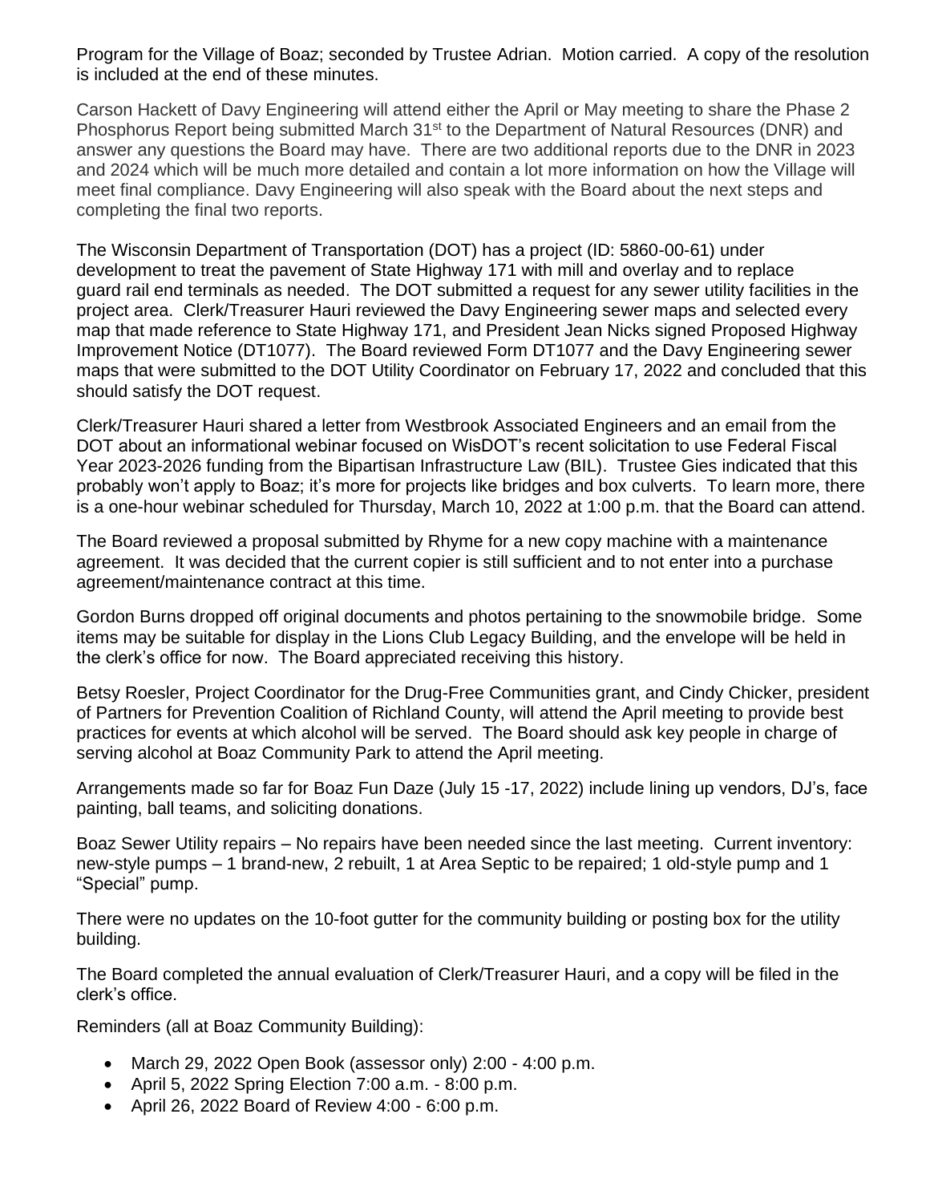Program for the Village of Boaz; seconded by Trustee Adrian. Motion carried. A copy of the resolution is included at the end of these minutes.

Carson Hackett of Davy Engineering will attend either the April or May meeting to share the Phase 2 Phosphorus Report being submitted March 31st to the Department of Natural Resources (DNR) and answer any questions the Board may have. There are two additional reports due to the DNR in 2023 and 2024 which will be much more detailed and contain a lot more information on how the Village will meet final compliance. Davy Engineering will also speak with the Board about the next steps and completing the final two reports.

The Wisconsin Department of Transportation (DOT) has a project (ID: 5860-00-61) under development to treat the pavement of State Highway 171 with mill and overlay and to replace guard rail end terminals as needed. The DOT submitted a request for any sewer utility facilities in the project area. Clerk/Treasurer Hauri reviewed the Davy Engineering sewer maps and selected every map that made reference to State Highway 171, and President Jean Nicks signed Proposed Highway Improvement Notice (DT1077). The Board reviewed Form DT1077 and the Davy Engineering sewer maps that were submitted to the DOT Utility Coordinator on February 17, 2022 and concluded that this should satisfy the DOT request.

Clerk/Treasurer Hauri shared a letter from Westbrook Associated Engineers and an email from the DOT about an informational webinar focused on WisDOT's recent solicitation to use Federal Fiscal Year 2023-2026 funding from the Bipartisan Infrastructure Law (BIL). Trustee Gies indicated that this probably won't apply to Boaz; it's more for projects like bridges and box culverts. To learn more, there is a one-hour webinar scheduled for Thursday, March 10, 2022 at 1:00 p.m. that the Board can attend.

The Board reviewed a proposal submitted by Rhyme for a new copy machine with a maintenance agreement. It was decided that the current copier is still sufficient and to not enter into a purchase agreement/maintenance contract at this time.

Gordon Burns dropped off original documents and photos pertaining to the snowmobile bridge. Some items may be suitable for display in the Lions Club Legacy Building, and the envelope will be held in the clerk's office for now. The Board appreciated receiving this history.

Betsy Roesler, Project Coordinator for the Drug-Free Communities grant, and Cindy Chicker, president of Partners for Prevention Coalition of Richland County, will attend the April meeting to provide best practices for events at which alcohol will be served. The Board should ask key people in charge of serving alcohol at Boaz Community Park to attend the April meeting.

Arrangements made so far for Boaz Fun Daze (July 15 -17, 2022) include lining up vendors, DJ's, face painting, ball teams, and soliciting donations.

Boaz Sewer Utility repairs – No repairs have been needed since the last meeting. Current inventory: new-style pumps – 1 brand-new, 2 rebuilt, 1 at Area Septic to be repaired; 1 old-style pump and 1 "Special" pump.

There were no updates on the 10-foot gutter for the community building or posting box for the utility building.

The Board completed the annual evaluation of Clerk/Treasurer Hauri, and a copy will be filed in the clerk's office.

Reminders (all at Boaz Community Building):

- March 29, 2022 Open Book (assessor only) 2:00 - 4:00 p.m.
- April 5, 2022 Spring Election 7:00 a.m. - 8:00 p.m.
- April 26, 2022 Board of Review 4:00 - 6:00 p.m.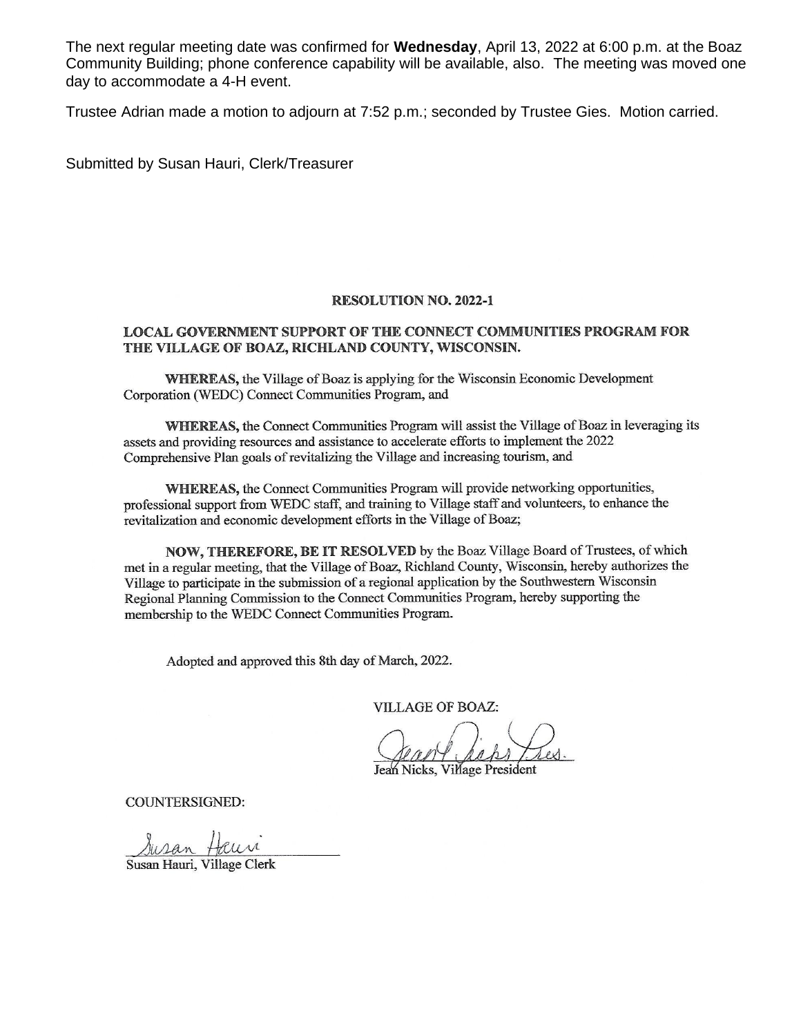The next regular meeting date was confirmed for **Wednesday**, April 13, 2022 at 6:00 p.m. at the Boaz Community Building; phone conference capability will be available, also. The meeting was moved one day to accommodate a 4-H event.

Trustee Adrian made a motion to adjourn at 7:52 p.m.; seconded by Trustee Gies. Motion carried.

Submitted by Susan Hauri, Clerk/Treasurer

**RESOLUTION NO. 2022-1**

**LOCAL GOVERNMENT SUPPORT OF THE CONNECT COMMUNITIES PROGRAM FOR THE VILLAGE OF BOAZ, RICHLAND COUNTY, WISCONSIN.**

**WHEREAS,** the Village of Boaz is applying for the Wisconsin Economic Development Corporation (WEDC) Connect Communities Program, and

**WHEREAS,** the Connect Communities Program will assist the Village of Boaz in leveraging its assets and providing resources and assistance to accelerate efforts to implement the 2022 Comprehensive Plan goals of revitalizing the Village and increasing tourism, and

**WHEREAS,** the Connect Communities Program will provide networking opportunities, professional support from WEDC staff, and training to Village staff and volunteers, to enhance the revitalization and economic development efforts in the Village of Boaz;

**NOW, THEREFORE, BE IT RESOLVED** by the Boaz Village Board of Trustees, of which met in a regular meeting, that the Village of Boaz, Richland County, Wisconsin, hereby authorizes the Village to participate in the submission of a regional application by the Southwestern Wisconsin Regional Planning Commission to the Connect Communities Program, hereby supporting the membership to the WEDC Connect Communities Program.

Adopted and approved this 8th day of March, 2022.

VILLAGE OF BOAZ:

Jean Nicks Pres.

Jean Nicks, Village President

COUNTERSIGNED:

Susan Hauri

Susan Hauri, Village Clerk